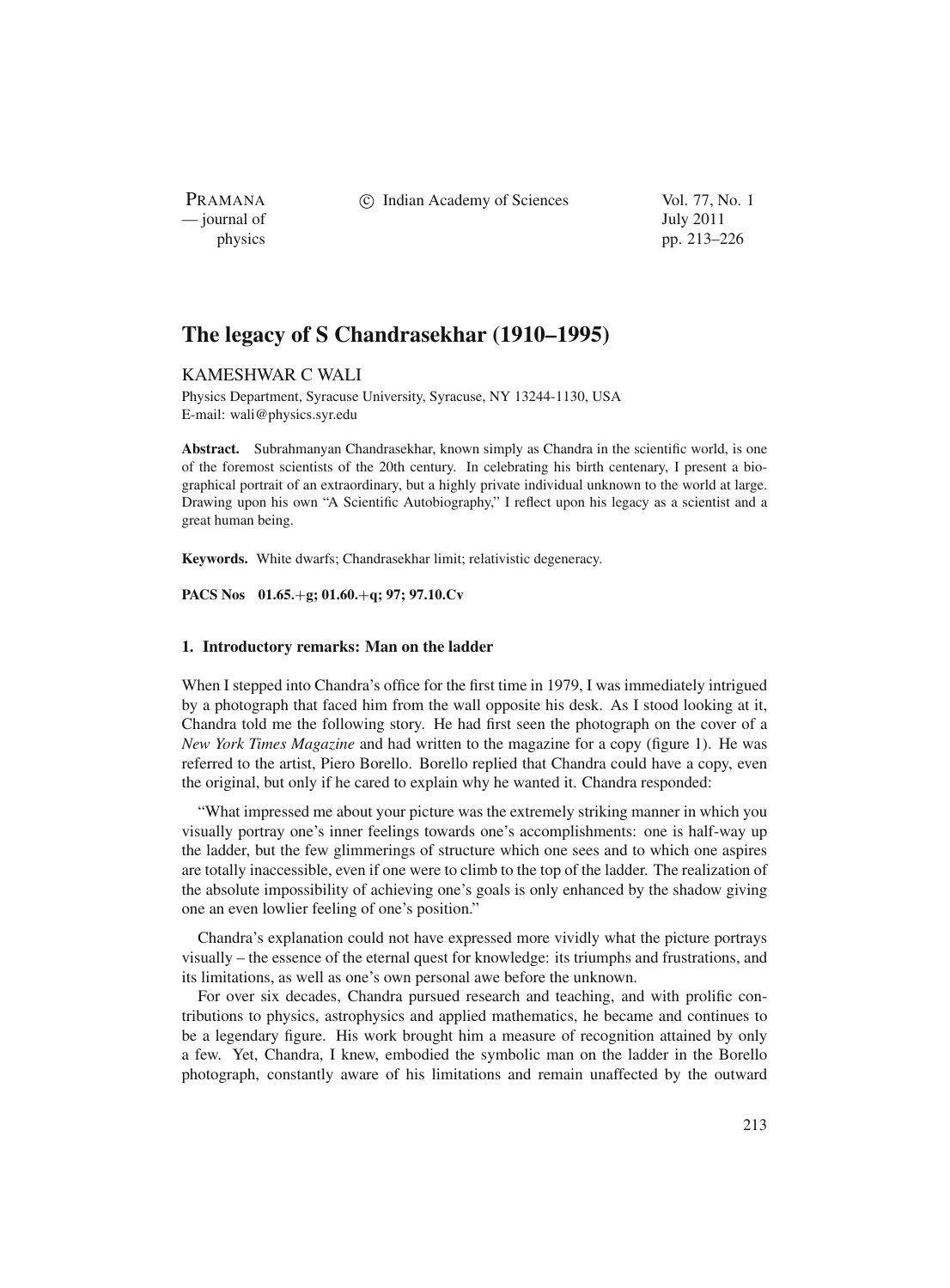# The legacy of S Chandrasekhar (1910–1995)

KAMESHWAR C WALI

Physics Department, Syracuse University, Syracuse, NY 13244-1130, USA
E-mail: wali@physics.syr.edu

**Abstract.** Subrahmanyan Chandrasekhar, known simply as Chandra in the scientific world, is one of the foremost scientists of the 20th century. In celebrating his birth centenary, I present a biographical portrait of an extraordinary, but a highly private individual unknown to the world at large. Drawing upon his own "A Scientific Autobiography," I reflect upon his legacy as a scientist and a great human being.

**Keywords.** White dwarfs; Chandrasekhar limit; relativistic degeneracy.

**PACS Nos** 01.65.+g; 01.60.+q; 97; 97.10.Cv

## 1. Introductory remarks: Man on the ladder

When I stepped into Chandra's office for the first time in 1979, I was immediately intrigued by a photograph that faced him from the wall opposite his desk. As I stood looking at it, Chandra told me the following story. He had first seen the photograph on the cover of a *New York Times Magazine* and had written to the magazine for a copy (figure 1). He was referred to the artist, Piero Borello. Borello replied that Chandra could have a copy, even the original, but only if he cared to explain why he wanted it. Chandra responded:

"What impressed me about your picture was the extremely striking manner in which you visually portray one's inner feelings towards one's accomplishments: one is half-way up the ladder, but the few glimmerings of structure which one sees and to which one aspires are totally inaccessible, even if one were to climb to the top of the ladder. The realization of the absolute impossibility of achieving one's goals is only enhanced by the shadow giving one an even lowlier feeling of one's position."

Chandra's explanation could not have expressed more vividly what the picture portrays visually – the essence of the eternal quest for knowledge: its triumphs and frustrations, and its limitations, as well as one's own personal awe before the unknown.

For over six decades, Chandra pursued research and teaching, and with prolific contributions to physics, astrophysics and applied mathematics, he became and continues to be a legendary figure. His work brought him a measure of recognition attained by only a few. Yet, Chandra, I knew, embodied the symbolic man on the ladder in the Borello photograph, constantly aware of his limitations and remain unaffected by the outward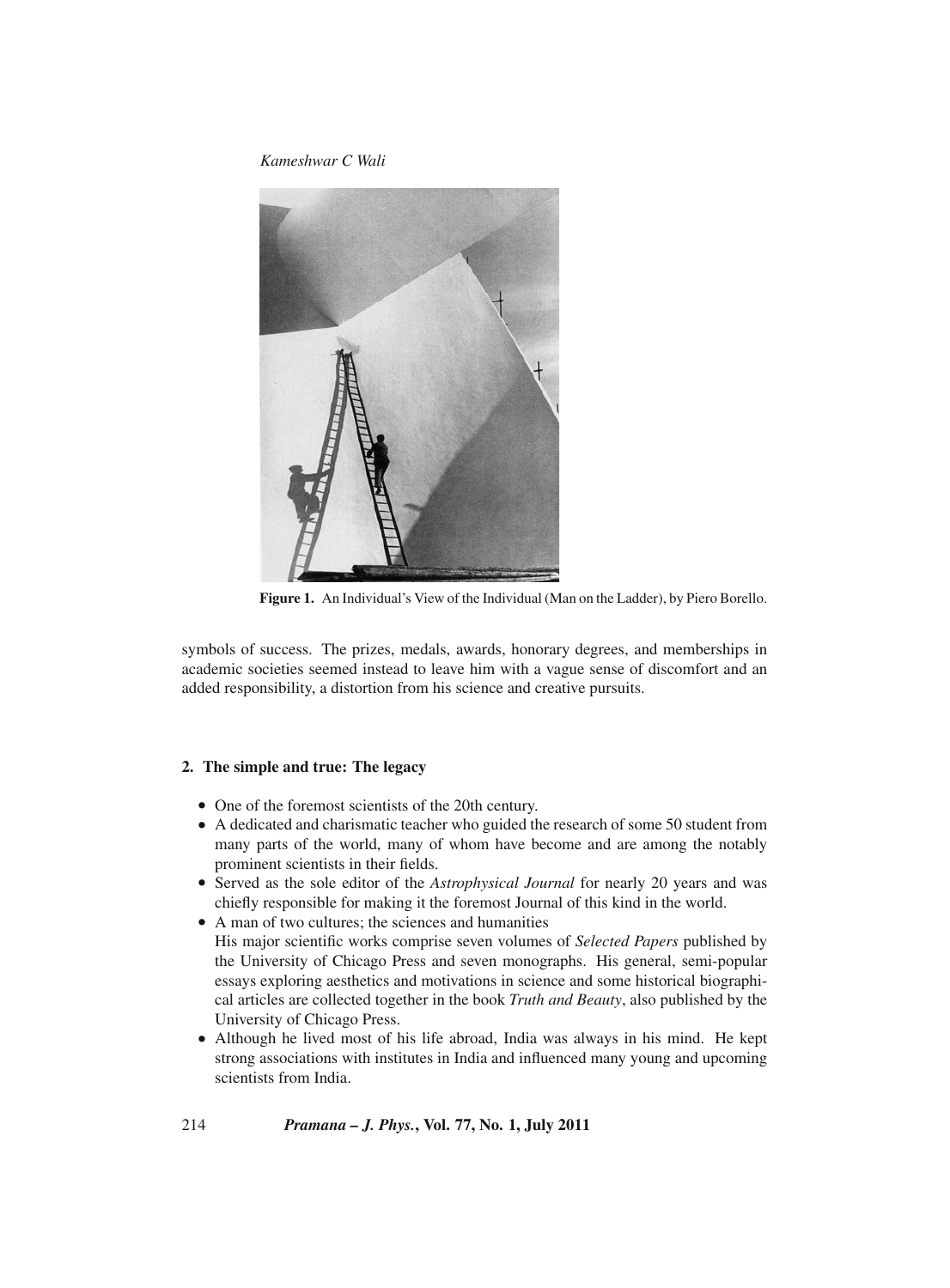**Figure 1.** An Individual's View of the Individual (Man on the Ladder), by Piero Borello.

symbols of success. The prizes, medals, awards, honorary degrees, and memberships in academic societies seemed instead to leave him with a vague sense of discomfort and an added responsibility, a distortion from his science and creative pursuits.

## 2. The simple and true: The legacy

- One of the foremost scientists of the 20th century.
- A dedicated and charismatic teacher who guided the research of some 50 student from many parts of the world, many of whom have become and are among the notably prominent scientists in their fields.
- Served as the sole editor of the *Astrophysical Journal* for nearly 20 years and was chiefly responsible for making it the foremost Journal of this kind in the world.
- A man of two cultures; the sciences and humanities
  His major scientific works comprise seven volumes of *Selected Papers* published by the University of Chicago Press and seven monographs. His general, semi-popular essays exploring aesthetics and motivations in science and some historical biographical articles are collected together in the book *Truth and Beauty*, also published by the University of Chicago Press.
- Although he lived most of his life abroad, India was always in his mind. He kept strong associations with institutes in India and influenced many young and upcoming scientists from India.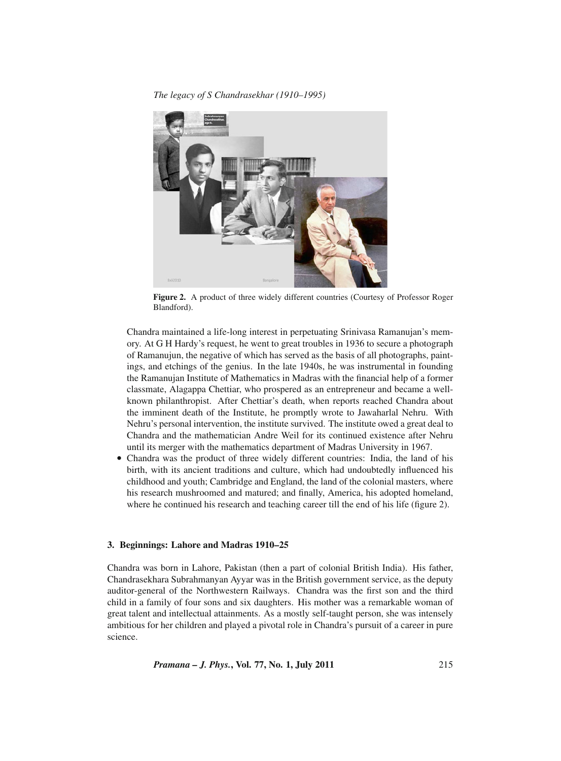Figure 2. A product of three widely different countries (Courtesy of Professor Roger Blandford).

Chandra maintained a life-long interest in perpetuating Srinivasa Ramanujan's memory. At G H Hardy's request, he went to great troubles in 1936 to secure a photograph of Ramanujun, the negative of which has served as the basis of all photographs, paintings, and etchings of the genius. In the late 1940s, he was instrumental in founding the Ramanujan Institute of Mathematics in Madras with the financial help of a former classmate, Alagappa Chettiar, who prospered as an entrepreneur and became a well-known philanthropist. After Chettiar's death, when reports reached Chandra about the imminent death of the Institute, he promptly wrote to Jawaharlal Nehru. With Nehru's personal intervention, the institute survived. The institute owed a great deal to Chandra and the mathematician Andre Weil for its continued existence after Nehru until its merger with the mathematics department of Madras University in 1967.

- Chandra was the product of three widely different countries: India, the land of his birth, with its ancient traditions and culture, which had undoubtedly influenced his childhood and youth; Cambridge and England, the land of the colonial masters, where his research mushroomed and matured; and finally, America, his adopted homeland, where he continued his research and teaching career till the end of his life (figure 2).

## 3. Beginnings: Lahore and Madras 1910–25

Chandra was born in Lahore, Pakistan (then a part of colonial British India). His father, Chandrasekhara Subrahmanyan Ayyar was in the British government service, as the deputy auditor-general of the Northwestern Railways. Chandra was the first son and the third child in a family of four sons and six daughters. His mother was a remarkable woman of great talent and intellectual attainments. As a mostly self-taught person, she was intensely ambitious for her children and played a pivotal role in Chandra's pursuit of a career in pure science.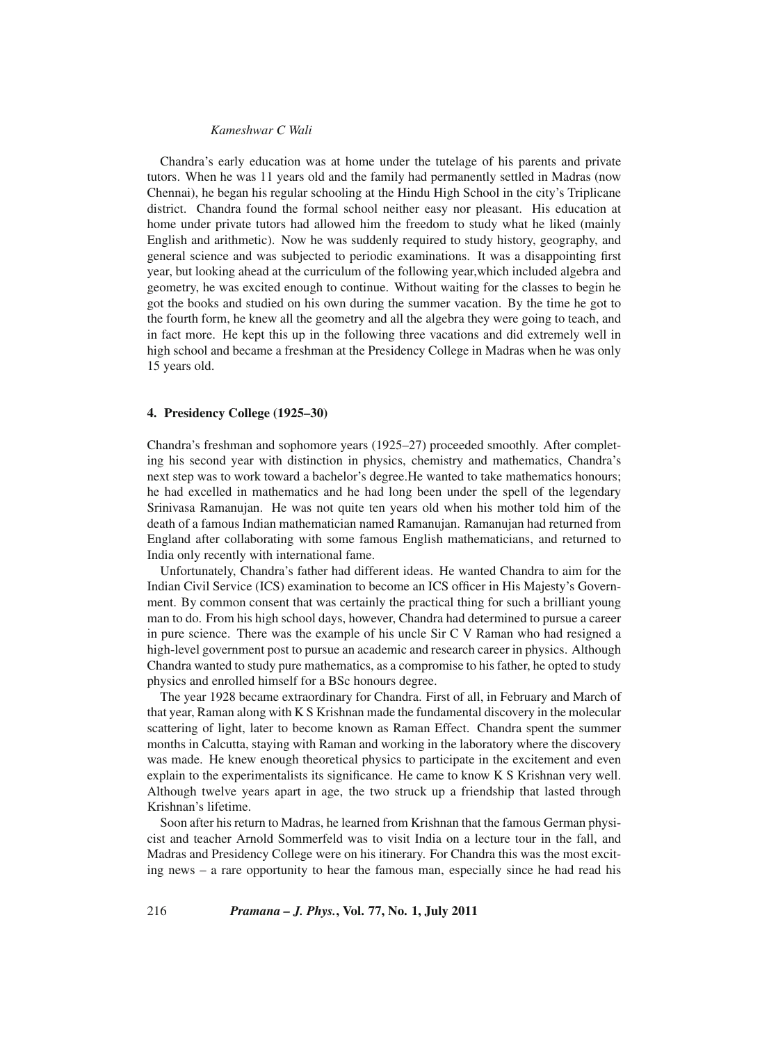Chandra's early education was at home under the tutelage of his parents and private tutors. When he was 11 years old and the family had permanently settled in Madras (now Chennai), he began his regular schooling at the Hindu High School in the city's Triplicane district. Chandra found the formal school neither easy nor pleasant. His education at home under private tutors had allowed him the freedom to study what he liked (mainly English and arithmetic). Now he was suddenly required to study history, geography, and general science and was subjected to periodic examinations. It was a disappointing first year, but looking ahead at the curriculum of the following year,which included algebra and geometry, he was excited enough to continue. Without waiting for the classes to begin he got the books and studied on his own during the summer vacation. By the time he got to the fourth form, he knew all the geometry and all the algebra they were going to teach, and in fact more. He kept this up in the following three vacations and did extremely well in high school and became a freshman at the Presidency College in Madras when he was only 15 years old.

## 4. Presidency College (1925–30)

Chandra's freshman and sophomore years (1925–27) proceeded smoothly. After completing his second year with distinction in physics, chemistry and mathematics, Chandra's next step was to work toward a bachelor's degree.He wanted to take mathematics honours; he had excelled in mathematics and he had long been under the spell of the legendary Srinivasa Ramanujan. He was not quite ten years old when his mother told him of the death of a famous Indian mathematician named Ramanujan. Ramanujan had returned from England after collaborating with some famous English mathematicians, and returned to India only recently with international fame.

Unfortunately, Chandra's father had different ideas. He wanted Chandra to aim for the Indian Civil Service (ICS) examination to become an ICS officer in His Majesty's Government. By common consent that was certainly the practical thing for such a brilliant young man to do. From his high school days, however, Chandra had determined to pursue a career in pure science. There was the example of his uncle Sir C V Raman who had resigned a high-level government post to pursue an academic and research career in physics. Although Chandra wanted to study pure mathematics, as a compromise to his father, he opted to study physics and enrolled himself for a BSc honours degree.

The year 1928 became extraordinary for Chandra. First of all, in February and March of that year, Raman along with K S Krishnan made the fundamental discovery in the molecular scattering of light, later to become known as Raman Effect. Chandra spent the summer months in Calcutta, staying with Raman and working in the laboratory where the discovery was made. He knew enough theoretical physics to participate in the excitement and even explain to the experimentalists its significance. He came to know K S Krishnan very well. Although twelve years apart in age, the two struck up a friendship that lasted through Krishnan's lifetime.

Soon after his return to Madras, he learned from Krishnan that the famous German physicist and teacher Arnold Sommerfeld was to visit India on a lecture tour in the fall, and Madras and Presidency College were on his itinerary. For Chandra this was the most exciting news – a rare opportunity to hear the famous man, especially since he had read his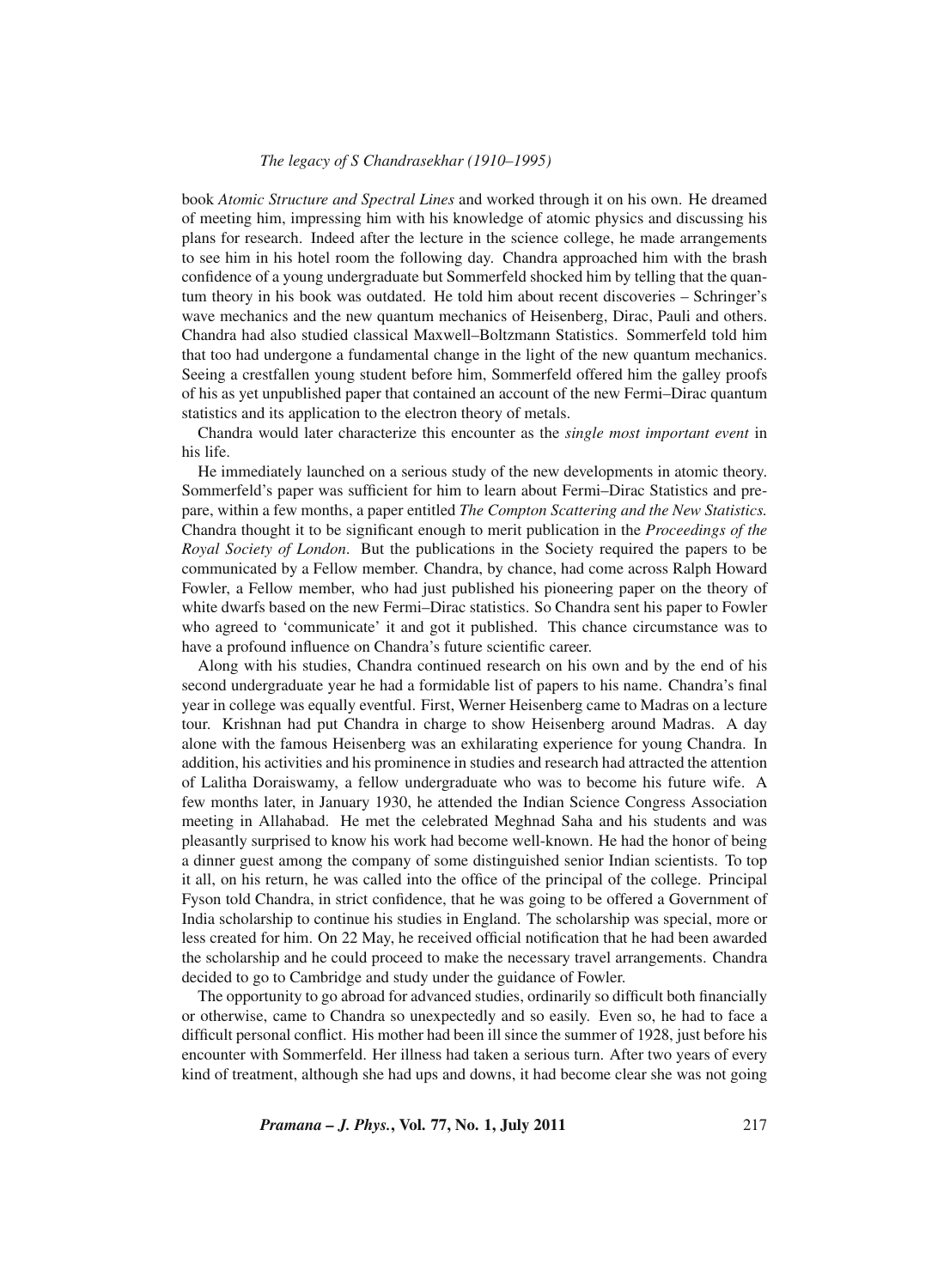book *Atomic Structure and Spectral Lines* and worked through it on his own. He dreamed of meeting him, impressing him with his knowledge of atomic physics and discussing his plans for research. Indeed after the lecture in the science college, he made arrangements to see him in his hotel room the following day. Chandra approached him with the brash confidence of a young undergraduate but Sommerfeld shocked him by telling that the quantum theory in his book was outdated. He told him about recent discoveries – Schringer's wave mechanics and the new quantum mechanics of Heisenberg, Dirac, Pauli and others. Chandra had also studied classical Maxwell–Boltzmann Statistics. Sommerfeld told him that too had undergone a fundamental change in the light of the new quantum mechanics. Seeing a crestfallen young student before him, Sommerfeld offered him the galley proofs of his as yet unpublished paper that contained an account of the new Fermi–Dirac quantum statistics and its application to the electron theory of metals.

Chandra would later characterize this encounter as the *single most important event* in his life.

He immediately launched on a serious study of the new developments in atomic theory. Sommerfeld's paper was sufficient for him to learn about Fermi–Dirac Statistics and prepare, within a few months, a paper entitled *The Compton Scattering and the New Statistics.* Chandra thought it to be significant enough to merit publication in the *Proceedings of the Royal Society of London*. But the publications in the Society required the papers to be communicated by a Fellow member. Chandra, by chance, had come across Ralph Howard Fowler, a Fellow member, who had just published his pioneering paper on the theory of white dwarfs based on the new Fermi–Dirac statistics. So Chandra sent his paper to Fowler who agreed to 'communicate' it and got it published. This chance circumstance was to have a profound influence on Chandra's future scientific career.

Along with his studies, Chandra continued research on his own and by the end of his second undergraduate year he had a formidable list of papers to his name. Chandra's final year in college was equally eventful. First, Werner Heisenberg came to Madras on a lecture tour. Krishnan had put Chandra in charge to show Heisenberg around Madras. A day alone with the famous Heisenberg was an exhilarating experience for young Chandra. In addition, his activities and his prominence in studies and research had attracted the attention of Lalitha Doraiswamy, a fellow undergraduate who was to become his future wife. A few months later, in January 1930, he attended the Indian Science Congress Association meeting in Allahabad. He met the celebrated Meghnad Saha and his students and was pleasantly surprised to know his work had become well-known. He had the honor of being a dinner guest among the company of some distinguished senior Indian scientists. To top it all, on his return, he was called into the office of the principal of the college. Principal Fyson told Chandra, in strict confidence, that he was going to be offered a Government of India scholarship to continue his studies in England. The scholarship was special, more or less created for him. On 22 May, he received official notification that he had been awarded the scholarship and he could proceed to make the necessary travel arrangements. Chandra decided to go to Cambridge and study under the guidance of Fowler.

The opportunity to go abroad for advanced studies, ordinarily so difficult both financially or otherwise, came to Chandra so unexpectedly and so easily. Even so, he had to face a difficult personal conflict. His mother had been ill since the summer of 1928, just before his encounter with Sommerfeld. Her illness had taken a serious turn. After two years of every kind of treatment, although she had ups and downs, it had become clear she was not going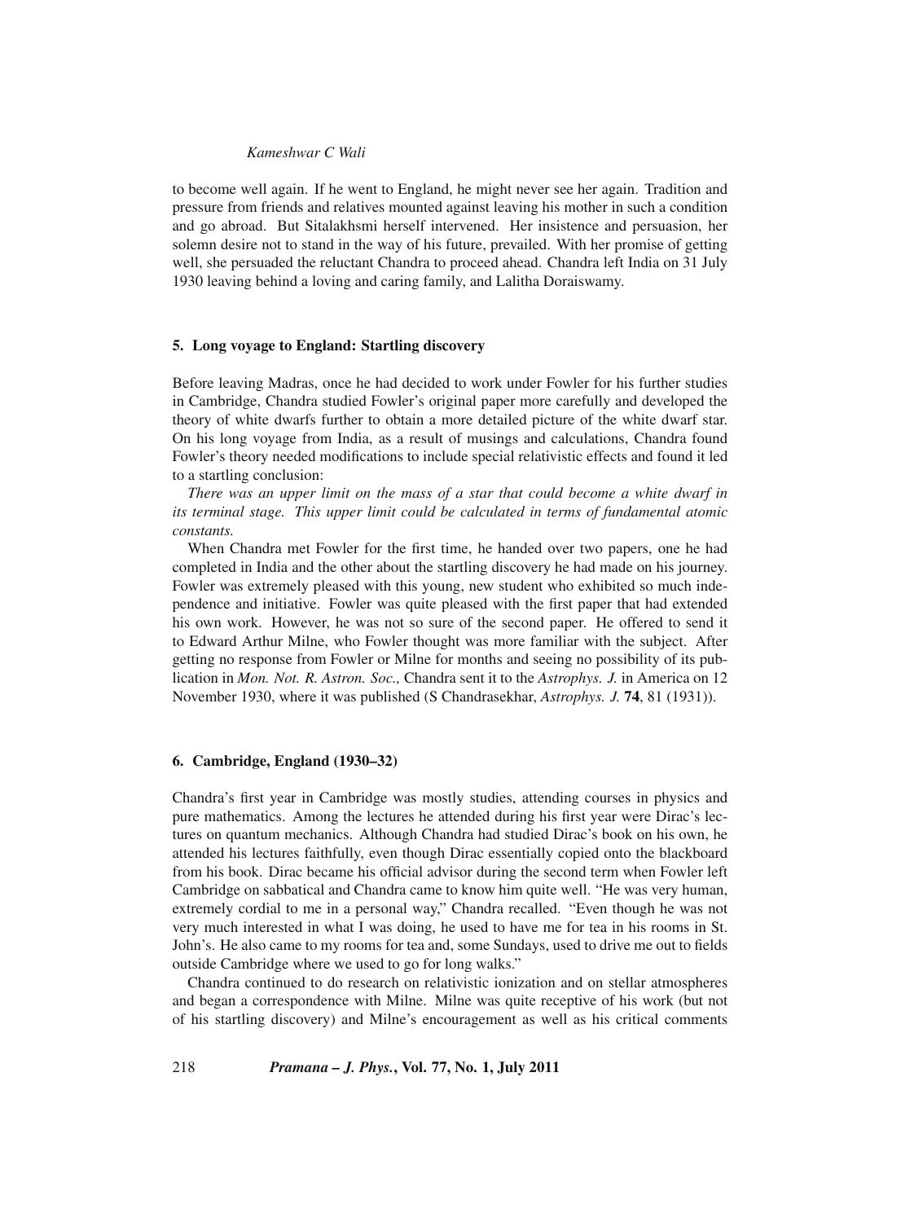to become well again. If he went to England, he might never see her again. Tradition and pressure from friends and relatives mounted against leaving his mother in such a condition and go abroad. But Sitalakhsmi herself intervened. Her insistence and persuasion, her solemn desire not to stand in the way of his future, prevailed. With her promise of getting well, she persuaded the reluctant Chandra to proceed ahead. Chandra left India on 31 July 1930 leaving behind a loving and caring family, and Lalitha Doraiswamy.

## 5. Long voyage to England: Startling discovery

Before leaving Madras, once he had decided to work under Fowler for his further studies in Cambridge, Chandra studied Fowler's original paper more carefully and developed the theory of white dwarfs further to obtain a more detailed picture of the white dwarf star. On his long voyage from India, as a result of musings and calculations, Chandra found Fowler's theory needed modifications to include special relativistic effects and found it led to a startling conclusion:

*There was an upper limit on the mass of a star that could become a white dwarf in its terminal stage. This upper limit could be calculated in terms of fundamental atomic constants.*

When Chandra met Fowler for the first time, he handed over two papers, one he had completed in India and the other about the startling discovery he had made on his journey. Fowler was extremely pleased with this young, new student who exhibited so much independence and initiative. Fowler was quite pleased with the first paper that had extended his own work. However, he was not so sure of the second paper. He offered to send it to Edward Arthur Milne, who Fowler thought was more familiar with the subject. After getting no response from Fowler or Milne for months and seeing no possibility of its publication in *Mon. Not. R. Astron. Soc.,* Chandra sent it to the *Astrophys. J.* in America on 12 November 1930, where it was published (S Chandrasekhar, *Astrophys. J.* **74**, 81 (1931)).

## 6. Cambridge, England (1930–32)

Chandra's first year in Cambridge was mostly studies, attending courses in physics and pure mathematics. Among the lectures he attended during his first year were Dirac's lectures on quantum mechanics. Although Chandra had studied Dirac's book on his own, he attended his lectures faithfully, even though Dirac essentially copied onto the blackboard from his book. Dirac became his official advisor during the second term when Fowler left Cambridge on sabbatical and Chandra came to know him quite well. "He was very human, extremely cordial to me in a personal way," Chandra recalled. "Even though he was not very much interested in what I was doing, he used to have me for tea in his rooms in St. John's. He also came to my rooms for tea and, some Sundays, used to drive me out to fields outside Cambridge where we used to go for long walks."

Chandra continued to do research on relativistic ionization and on stellar atmospheres and began a correspondence with Milne. Milne was quite receptive of his work (but not of his startling discovery) and Milne's encouragement as well as his critical comments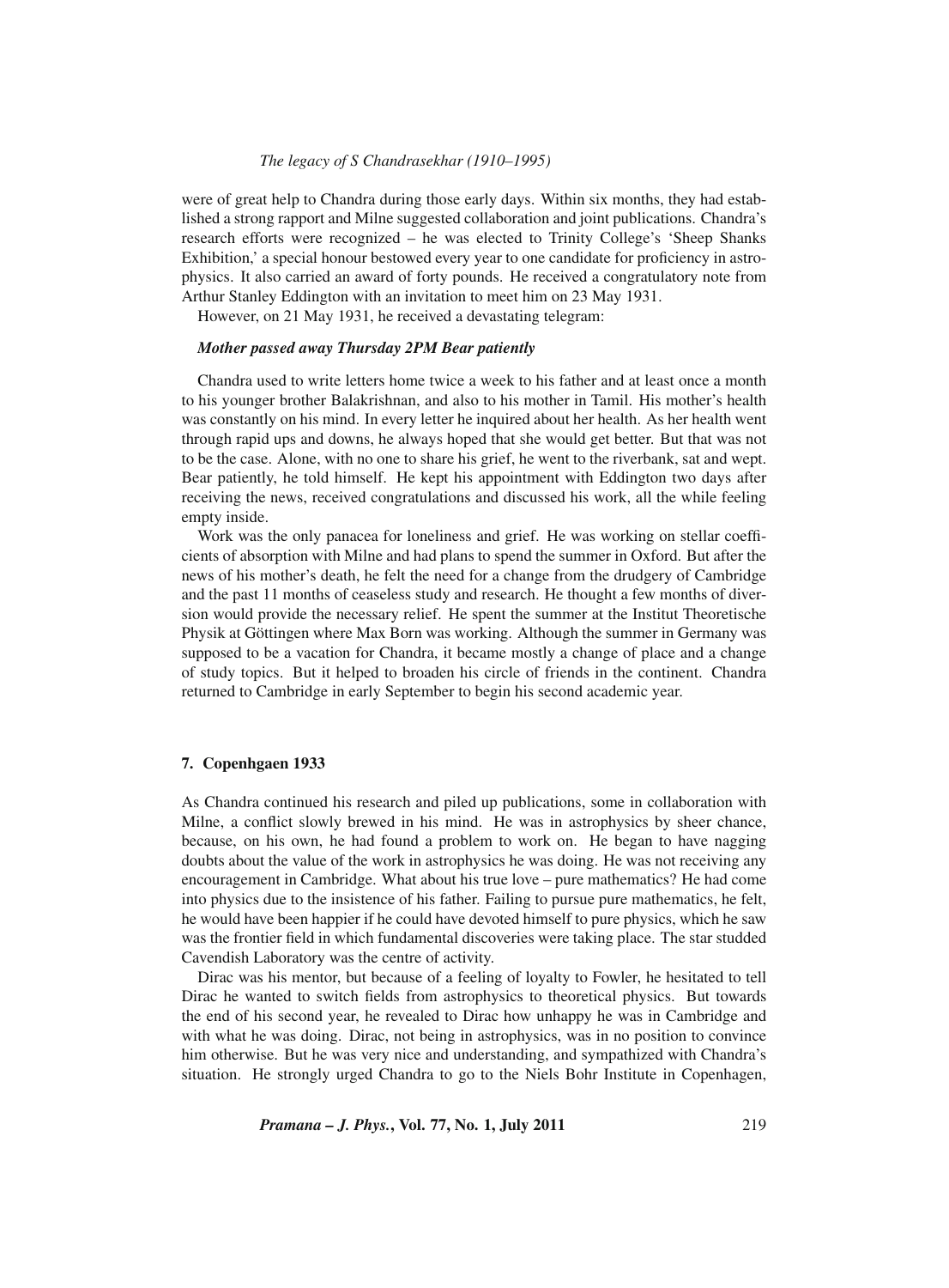were of great help to Chandra during those early days. Within six months, they had established a strong rapport and Milne suggested collaboration and joint publications. Chandra's research efforts were recognized – he was elected to Trinity College's 'Sheep Shanks Exhibition,' a special honour bestowed every year to one candidate for proficiency in astrophysics. It also carried an award of forty pounds. He received a congratulatory note from Arthur Stanley Eddington with an invitation to meet him on 23 May 1931.

However, on 21 May 1931, he received a devastating telegram:

***Mother passed away Thursday 2PM Bear patiently***

Chandra used to write letters home twice a week to his father and at least once a month to his younger brother Balakrishnan, and also to his mother in Tamil. His mother's health was constantly on his mind. In every letter he inquired about her health. As her health went through rapid ups and downs, he always hoped that she would get better. But that was not to be the case. Alone, with no one to share his grief, he went to the riverbank, sat and wept. Bear patiently, he told himself. He kept his appointment with Eddington two days after receiving the news, received congratulations and discussed his work, all the while feeling empty inside.

Work was the only panacea for loneliness and grief. He was working on stellar coefficients of absorption with Milne and had plans to spend the summer in Oxford. But after the news of his mother's death, he felt the need for a change from the drudgery of Cambridge and the past 11 months of ceaseless study and research. He thought a few months of diversion would provide the necessary relief. He spent the summer at the Institut Theoretische Physik at Göttingen where Max Born was working. Although the summer in Germany was supposed to be a vacation for Chandra, it became mostly a change of place and a change of study topics. But it helped to broaden his circle of friends in the continent. Chandra returned to Cambridge in early September to begin his second academic year.

## 7. Copenhgaen 1933

As Chandra continued his research and piled up publications, some in collaboration with Milne, a conflict slowly brewed in his mind. He was in astrophysics by sheer chance, because, on his own, he had found a problem to work on. He began to have nagging doubts about the value of the work in astrophysics he was doing. He was not receiving any encouragement in Cambridge. What about his true love – pure mathematics? He had come into physics due to the insistence of his father. Failing to pursue pure mathematics, he felt, he would have been happier if he could have devoted himself to pure physics, which he saw was the frontier field in which fundamental discoveries were taking place. The star studded Cavendish Laboratory was the centre of activity.

Dirac was his mentor, but because of a feeling of loyalty to Fowler, he hesitated to tell Dirac he wanted to switch fields from astrophysics to theoretical physics. But towards the end of his second year, he revealed to Dirac how unhappy he was in Cambridge and with what he was doing. Dirac, not being in astrophysics, was in no position to convince him otherwise. But he was very nice and understanding, and sympathized with Chandra's situation. He strongly urged Chandra to go to the Niels Bohr Institute in Copenhagen,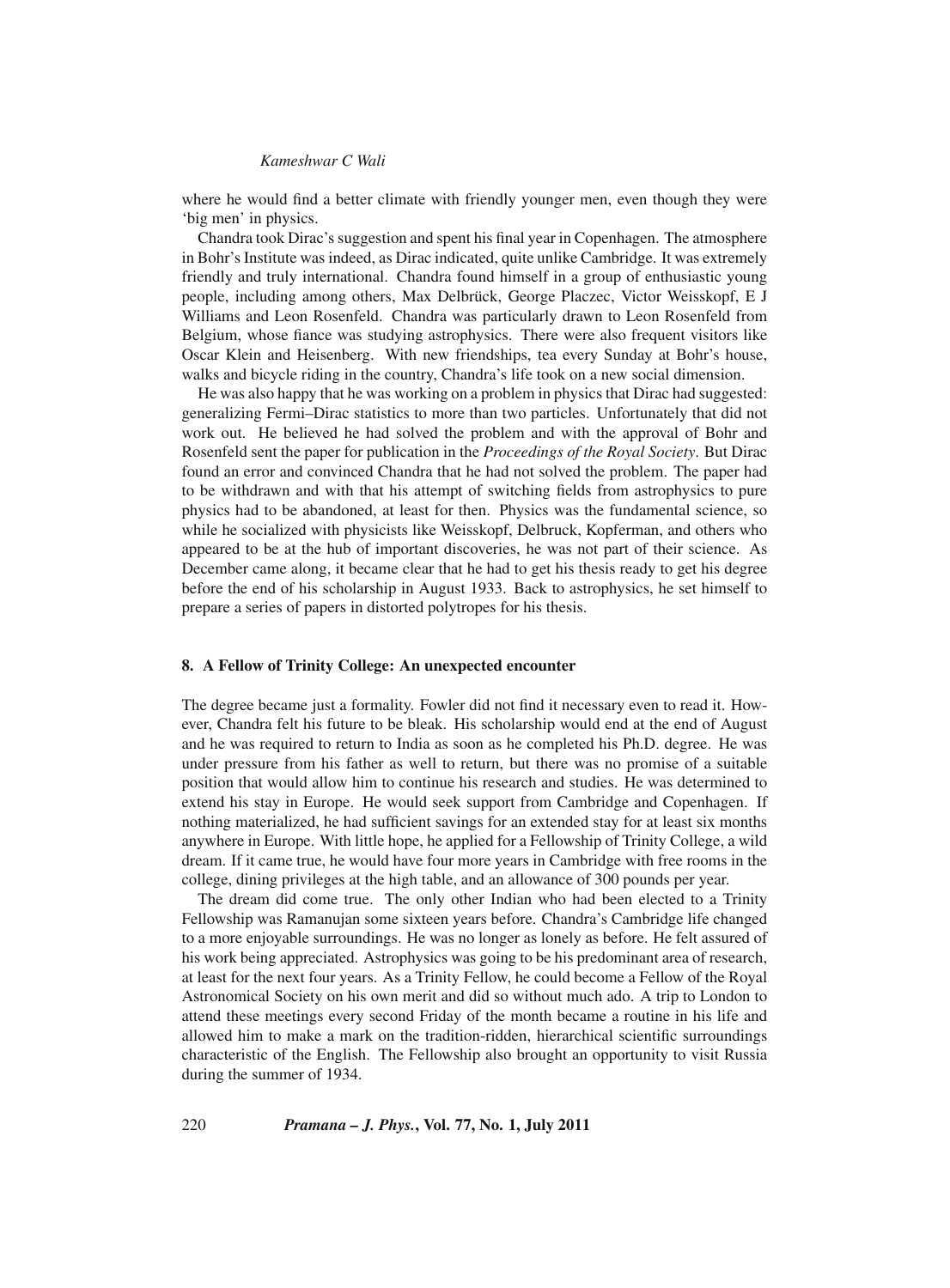where he would find a better climate with friendly younger men, even though they were 'big men' in physics.

Chandra took Dirac's suggestion and spent his final year in Copenhagen. The atmosphere in Bohr's Institute was indeed, as Dirac indicated, quite unlike Cambridge. It was extremely friendly and truly international. Chandra found himself in a group of enthusiastic young people, including among others, Max Delbrück, George Placzec, Victor Weisskopf, E J Williams and Leon Rosenfeld. Chandra was particularly drawn to Leon Rosenfeld from Belgium, whose fiance was studying astrophysics. There were also frequent visitors like Oscar Klein and Heisenberg. With new friendships, tea every Sunday at Bohr's house, walks and bicycle riding in the country, Chandra's life took on a new social dimension.

He was also happy that he was working on a problem in physics that Dirac had suggested: generalizing Fermi–Dirac statistics to more than two particles. Unfortunately that did not work out. He believed he had solved the problem and with the approval of Bohr and Rosenfeld sent the paper for publication in the *Proceedings of the Royal Society*. But Dirac found an error and convinced Chandra that he had not solved the problem. The paper had to be withdrawn and with that his attempt of switching fields from astrophysics to pure physics had to be abandoned, at least for then. Physics was the fundamental science, so while he socialized with physicists like Weisskopf, Delbruck, Kopferman, and others who appeared to be at the hub of important discoveries, he was not part of their science. As December came along, it became clear that he had to get his thesis ready to get his degree before the end of his scholarship in August 1933. Back to astrophysics, he set himself to prepare a series of papers in distorted polytropes for his thesis.

## 8. A Fellow of Trinity College: An unexpected encounter

The degree became just a formality. Fowler did not find it necessary even to read it. However, Chandra felt his future to be bleak. His scholarship would end at the end of August and he was required to return to India as soon as he completed his Ph.D. degree. He was under pressure from his father as well to return, but there was no promise of a suitable position that would allow him to continue his research and studies. He was determined to extend his stay in Europe. He would seek support from Cambridge and Copenhagen. If nothing materialized, he had sufficient savings for an extended stay for at least six months anywhere in Europe. With little hope, he applied for a Fellowship of Trinity College, a wild dream. If it came true, he would have four more years in Cambridge with free rooms in the college, dining privileges at the high table, and an allowance of 300 pounds per year.

The dream did come true. The only other Indian who had been elected to a Trinity Fellowship was Ramanujan some sixteen years before. Chandra's Cambridge life changed to a more enjoyable surroundings. He was no longer as lonely as before. He felt assured of his work being appreciated. Astrophysics was going to be his predominant area of research, at least for the next four years. As a Trinity Fellow, he could become a Fellow of the Royal Astronomical Society on his own merit and did so without much ado. A trip to London to attend these meetings every second Friday of the month became a routine in his life and allowed him to make a mark on the tradition-ridden, hierarchical scientific surroundings characteristic of the English. The Fellowship also brought an opportunity to visit Russia during the summer of 1934.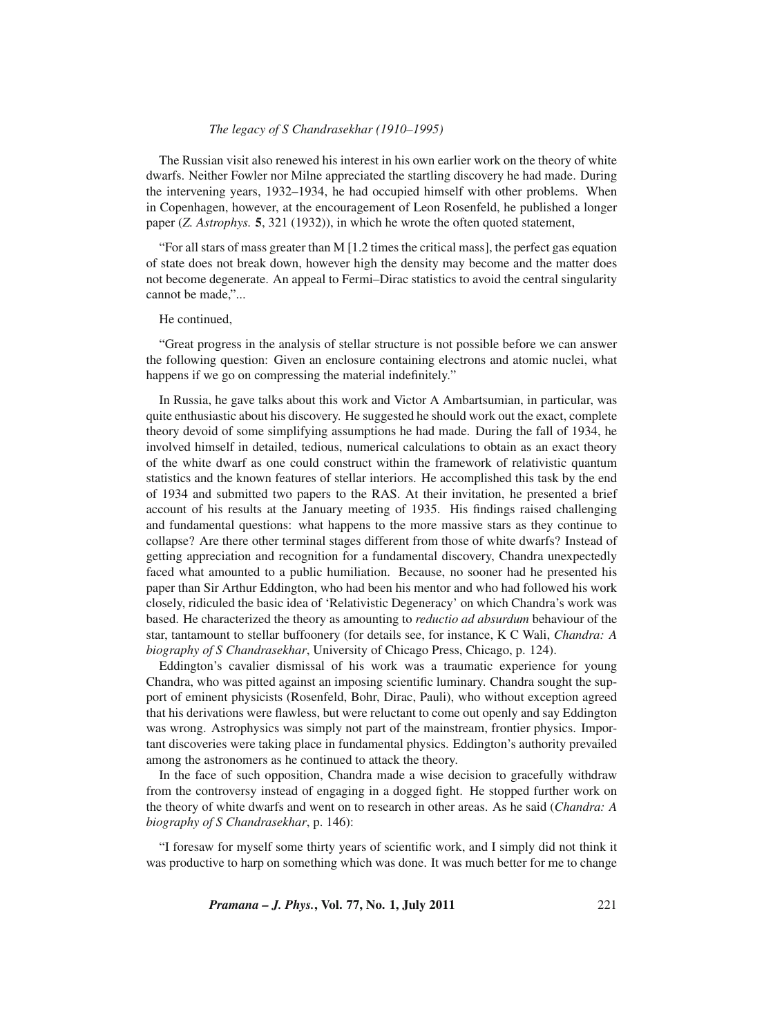The Russian visit also renewed his interest in his own earlier work on the theory of white dwarfs. Neither Fowler nor Milne appreciated the startling discovery he had made. During the intervening years, 1932–1934, he had occupied himself with other problems. When in Copenhagen, however, at the encouragement of Leon Rosenfeld, he published a longer paper (*Z. Astrophys.* **5**, 321 (1932)), in which he wrote the often quoted statement,

"For all stars of mass greater than M [1.2 times the critical mass], the perfect gas equation of state does not break down, however high the density may become and the matter does not become degenerate. An appeal to Fermi–Dirac statistics to avoid the central singularity cannot be made,"...

He continued,

"Great progress in the analysis of stellar structure is not possible before we can answer the following question: Given an enclosure containing electrons and atomic nuclei, what happens if we go on compressing the material indefinitely."

In Russia, he gave talks about this work and Victor A Ambartsumian, in particular, was quite enthusiastic about his discovery. He suggested he should work out the exact, complete theory devoid of some simplifying assumptions he had made. During the fall of 1934, he involved himself in detailed, tedious, numerical calculations to obtain as an exact theory of the white dwarf as one could construct within the framework of relativistic quantum statistics and the known features of stellar interiors. He accomplished this task by the end of 1934 and submitted two papers to the RAS. At their invitation, he presented a brief account of his results at the January meeting of 1935. His findings raised challenging and fundamental questions: what happens to the more massive stars as they continue to collapse? Are there other terminal stages different from those of white dwarfs? Instead of getting appreciation and recognition for a fundamental discovery, Chandra unexpectedly faced what amounted to a public humiliation. Because, no sooner had he presented his paper than Sir Arthur Eddington, who had been his mentor and who had followed his work closely, ridiculed the basic idea of 'Relativistic Degeneracy' on which Chandra's work was based. He characterized the theory as amounting to *reductio ad absurdum* behaviour of the star, tantamount to stellar buffoonery (for details see, for instance, K C Wali, *Chandra: A biography of S Chandrasekhar*, University of Chicago Press, Chicago, p. 124).

Eddington's cavalier dismissal of his work was a traumatic experience for young Chandra, who was pitted against an imposing scientific luminary. Chandra sought the support of eminent physicists (Rosenfeld, Bohr, Dirac, Pauli), who without exception agreed that his derivations were flawless, but were reluctant to come out openly and say Eddington was wrong. Astrophysics was simply not part of the mainstream, frontier physics. Important discoveries were taking place in fundamental physics. Eddington's authority prevailed among the astronomers as he continued to attack the theory.

In the face of such opposition, Chandra made a wise decision to gracefully withdraw from the controversy instead of engaging in a dogged fight. He stopped further work on the theory of white dwarfs and went on to research in other areas. As he said (*Chandra: A biography of S Chandrasekhar*, p. 146):

"I foresaw for myself some thirty years of scientific work, and I simply did not think it was productive to harp on something which was done. It was much better for me to change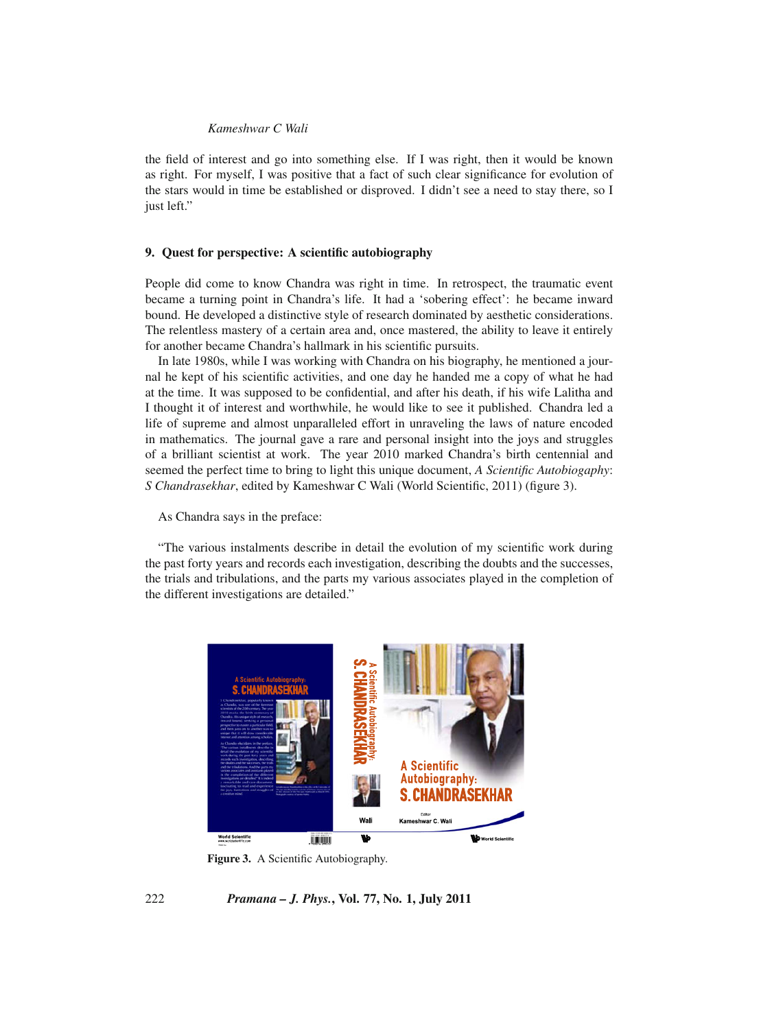the field of interest and go into something else. If I was right, then it would be known as right. For myself, I was positive that a fact of such clear significance for evolution of the stars would in time be established or disproved. I didn't see a need to stay there, so I just left."

## 9. Quest for perspective: A scientific autobiography

People did come to know Chandra was right in time. In retrospect, the traumatic event became a turning point in Chandra's life. It had a 'sobering effect': he became inward bound. He developed a distinctive style of research dominated by aesthetic considerations. The relentless mastery of a certain area and, once mastered, the ability to leave it entirely for another became Chandra's hallmark in his scientific pursuits.

In late 1980s, while I was working with Chandra on his biography, he mentioned a journal he kept of his scientific activities, and one day he handed me a copy of what he had at the time. It was supposed to be confidential, and after his death, if his wife Lalitha and I thought it of interest and worthwhile, he would like to see it published. Chandra led a life of supreme and almost unparalleled effort in unraveling the laws of nature encoded in mathematics. The journal gave a rare and personal insight into the joys and struggles of a brilliant scientist at work. The year 2010 marked Chandra's birth centennial and seemed the perfect time to bring to light this unique document, *A Scientific Autobiography: S Chandrasekhar*, edited by Kameshwar C Wali (World Scientific, 2011) (figure 3).

As Chandra says in the preface:

"The various instalments describe in detail the evolution of my scientific work during the past forty years and records each investigation, describing the doubts and the successes, the trials and tribulations, and the parts my various associates played in the completion of the different investigations are detailed."

**Figure 3.** A Scientific Autobiography.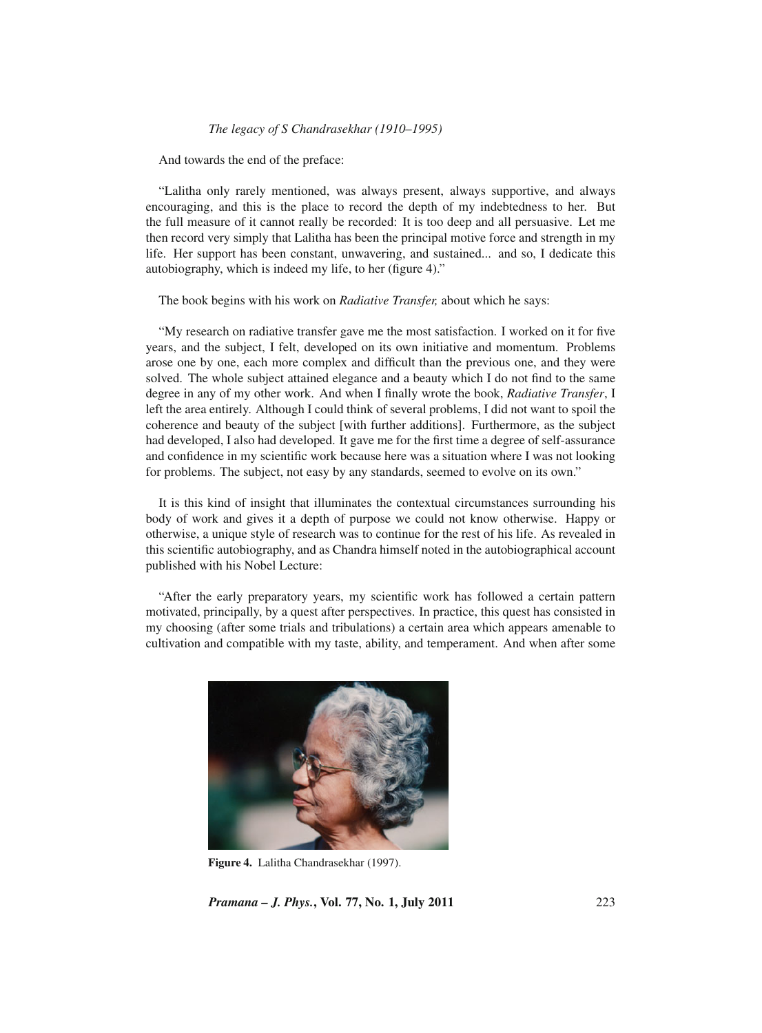And towards the end of the preface:

"Lalitha only rarely mentioned, was always present, always supportive, and always encouraging, and this is the place to record the depth of my indebtedness to her. But the full measure of it cannot really be recorded: It is too deep and all persuasive. Let me then record very simply that Lalitha has been the principal motive force and strength in my life. Her support has been constant, unwavering, and sustained... and so, I dedicate this autobiography, which is indeed my life, to her (figure 4)."

The book begins with his work on *Radiative Transfer,* about which he says:

"My research on radiative transfer gave me the most satisfaction. I worked on it for five years, and the subject, I felt, developed on its own initiative and momentum. Problems arose one by one, each more complex and difficult than the previous one, and they were solved. The whole subject attained elegance and a beauty which I do not find to the same degree in any of my other work. And when I finally wrote the book, *Radiative Transfer*, I left the area entirely. Although I could think of several problems, I did not want to spoil the coherence and beauty of the subject [with further additions]. Furthermore, as the subject had developed, I also had developed. It gave me for the first time a degree of self-assurance and confidence in my scientific work because here was a situation where I was not looking for problems. The subject, not easy by any standards, seemed to evolve on its own."

It is this kind of insight that illuminates the contextual circumstances surrounding his body of work and gives it a depth of purpose we could not know otherwise. Happy or otherwise, a unique style of research was to continue for the rest of his life. As revealed in this scientific autobiography, and as Chandra himself noted in the autobiographical account published with his Nobel Lecture:

"After the early preparatory years, my scientific work has followed a certain pattern motivated, principally, by a quest after perspectives. In practice, this quest has consisted in my choosing (after some trials and tribulations) a certain area which appears amenable to cultivation and compatible with my taste, ability, and temperament. And when after some

**Figure 4.** Lalitha Chandrasekhar (1997).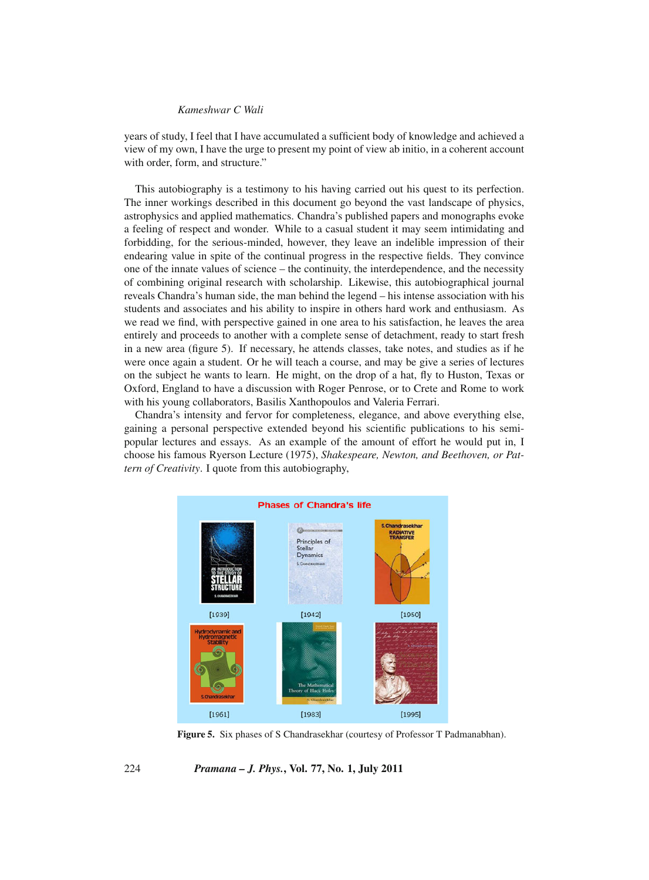years of study, I feel that I have accumulated a sufficient body of knowledge and achieved a view of my own, I have the urge to present my point of view ab initio, in a coherent account with order, form, and structure."

This autobiography is a testimony to his having carried out his quest to its perfection. The inner workings described in this document go beyond the vast landscape of physics, astrophysics and applied mathematics. Chandra's published papers and monographs evoke a feeling of respect and wonder. While to a casual student it may seem intimidating and forbidding, for the serious-minded, however, they leave an indelible impression of their endearing value in spite of the continual progress in the respective fields. They convince one of the innate values of science – the continuity, the interdependence, and the necessity of combining original research with scholarship. Likewise, this autobiographical journal reveals Chandra's human side, the man behind the legend – his intense association with his students and associates and his ability to inspire in others hard work and enthusiasm. As we read we find, with perspective gained in one area to his satisfaction, he leaves the area entirely and proceeds to another with a complete sense of detachment, ready to start fresh in a new area (figure 5). If necessary, he attends classes, take notes, and studies as if he were once again a student. Or he will teach a course, and may be give a series of lectures on the subject he wants to learn. He might, on the drop of a hat, fly to Huston, Texas or Oxford, England to have a discussion with Roger Penrose, or to Crete and Rome to work with his young collaborators, Basilis Xanthopoulos and Valeria Ferrari.

Chandra's intensity and fervor for completeness, elegance, and above everything else, gaining a personal perspective extended beyond his scientific publications to his semi-popular lectures and essays. As an example of the amount of effort he would put in, I choose his famous Ryerson Lecture (1975), *Shakespeare, Newton, and Beethoven, or Pattern of Creativity*. I quote from this autobiography,

**Figure 5.** Six phases of S Chandrasekhar (courtesy of Professor T Padmanabhan).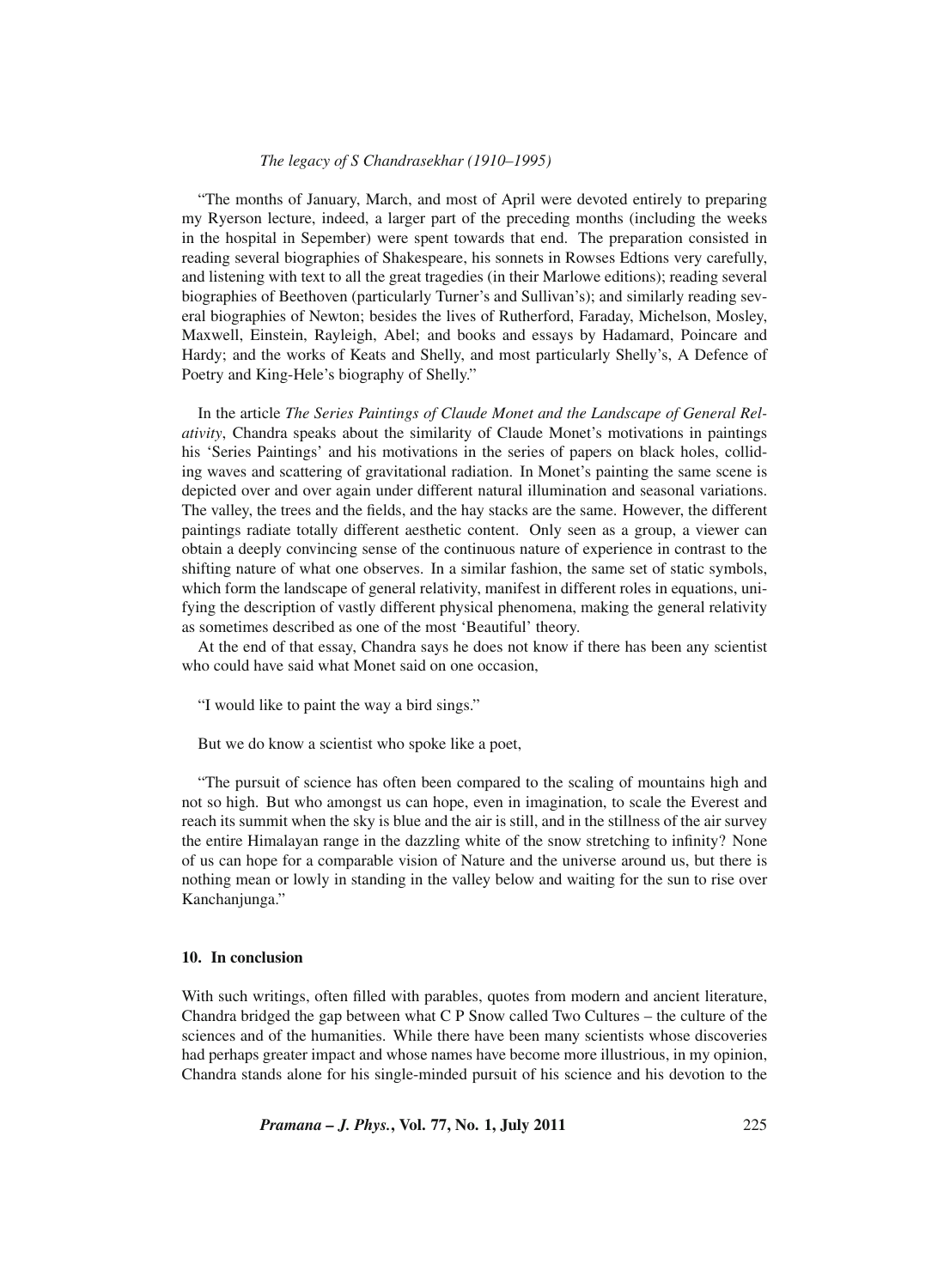"The months of January, March, and most of April were devoted entirely to preparing my Ryerson lecture, indeed, a larger part of the preceding months (including the weeks in the hospital in Sepember) were spent towards that end. The preparation consisted in reading several biographies of Shakespeare, his sonnets in Rowses Edtions very carefully, and listening with text to all the great tragedies (in their Marlowe editions); reading several biographies of Beethoven (particularly Turner's and Sullivan's); and similarly reading several biographies of Newton; besides the lives of Rutherford, Faraday, Michelson, Mosley, Maxwell, Einstein, Rayleigh, Abel; and books and essays by Hadamard, Poincare and Hardy; and the works of Keats and Shelly, and most particularly Shelly's, A Defence of Poetry and King-Hele's biography of Shelly."

In the article *The Series Paintings of Claude Monet and the Landscape of General Relativity*, Chandra speaks about the similarity of Claude Monet's motivations in paintings his 'Series Paintings' and his motivations in the series of papers on black holes, colliding waves and scattering of gravitational radiation. In Monet's painting the same scene is depicted over and over again under different natural illumination and seasonal variations. The valley, the trees and the fields, and the hay stacks are the same. However, the different paintings radiate totally different aesthetic content. Only seen as a group, a viewer can obtain a deeply convincing sense of the continuous nature of experience in contrast to the shifting nature of what one observes. In a similar fashion, the same set of static symbols, which form the landscape of general relativity, manifest in different roles in equations, unifying the description of vastly different physical phenomena, making the general relativity as sometimes described as one of the most 'Beautiful' theory.

At the end of that essay, Chandra says he does not know if there has been any scientist who could have said what Monet said on one occasion,

"I would like to paint the way a bird sings."

But we do know a scientist who spoke like a poet,

"The pursuit of science has often been compared to the scaling of mountains high and not so high. But who amongst us can hope, even in imagination, to scale the Everest and reach its summit when the sky is blue and the air is still, and in the stillness of the air survey the entire Himalayan range in the dazzling white of the snow stretching to infinity? None of us can hope for a comparable vision of Nature and the universe around us, but there is nothing mean or lowly in standing in the valley below and waiting for the sun to rise over Kanchanjunga."

## 10. In conclusion

With such writings, often filled with parables, quotes from modern and ancient literature, Chandra bridged the gap between what C P Snow called Two Cultures – the culture of the sciences and of the humanities. While there have been many scientists whose discoveries had perhaps greater impact and whose names have become more illustrious, in my opinion, Chandra stands alone for his single-minded pursuit of his science and his devotion to the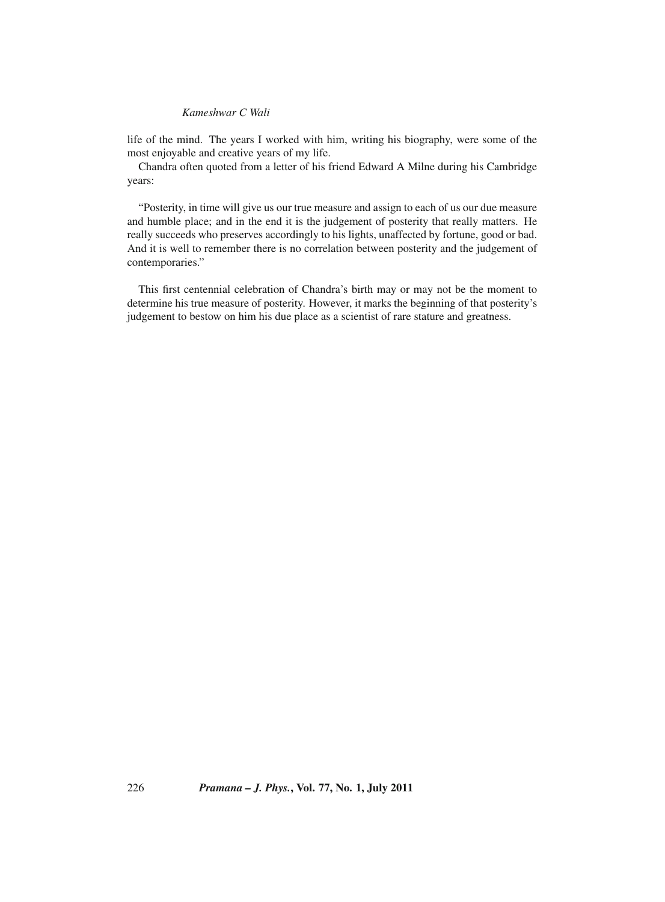life of the mind. The years I worked with him, writing his biography, were some of the most enjoyable and creative years of my life.

Chandra often quoted from a letter of his friend Edward A Milne during his Cambridge years:

"Posterity, in time will give us our true measure and assign to each of us our due measure and humble place; and in the end it is the judgement of posterity that really matters. He really succeeds who preserves accordingly to his lights, unaffected by fortune, good or bad. And it is well to remember there is no correlation between posterity and the judgement of contemporaries."

This first centennial celebration of Chandra's birth may or may not be the moment to determine his true measure of posterity. However, it marks the beginning of that posterity's judgement to bestow on him his due place as a scientist of rare stature and greatness.